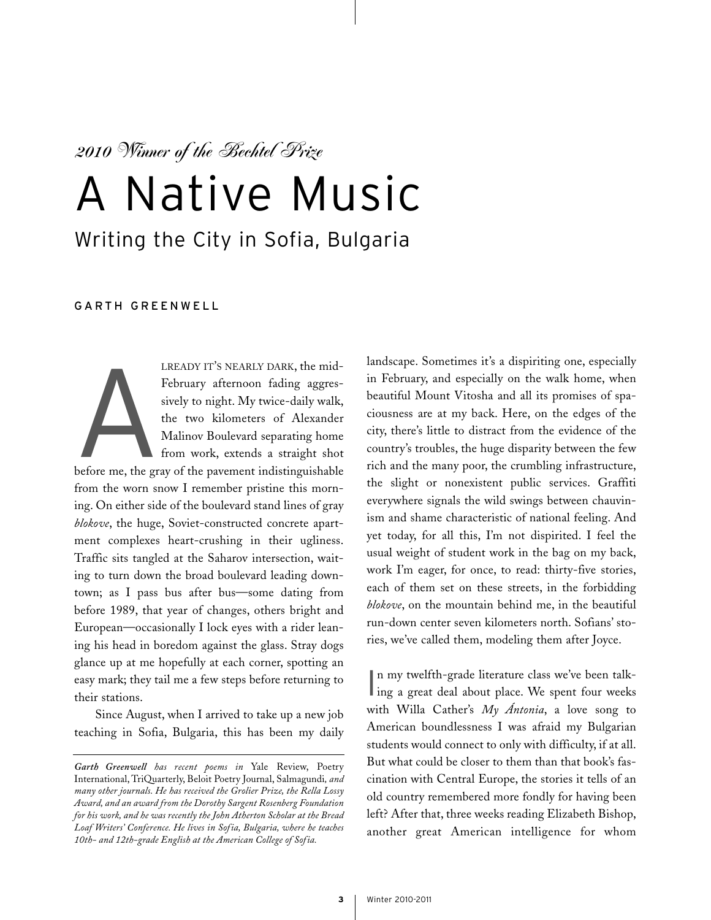*2010 Winner of the Bechtel Prize*

# A Native Music

## Writing the City in Sofia, Bulgaria

GARTH GREENWELL

Already it's nearly dark, the mid-February afternoon fading aggressively to night. My twice-daily walk, the two kilometers of Alexander Malinov Boulevard separating home from work, extends a straight shot before me, the gray of the pavement indistinguishable from the worn snow I remember pristine this morning. On either side of the boulevard stand lines of gray *blokove*, the huge, Soviet-constructed concrete apartment complexes heart-crushing in their ugliness. Traffic sits tangled at the Saharov intersection, waiting to turn down the broad boulevard leading downtown; as I pass bus after bus—some dating from before 1989, that year of changes, others bright and European—occasionally I lock eyes with a rider leaning his head in boredom against the glass. Stray dogs glance up at me hopefully at each corner, spotting an easy mark; they tail me a few steps before returning to their stations.

Since August, when I arrived to take up a new job teaching in Sofia, Bulgaria, this has been my daily landscape. Sometimes it's a dispiriting one, especially in February, and especially on the walk home, when beautiful Mount Vitosha and all its promises of spaciousness are at my back. Here, on the edges of the city, there's little to distract from the evidence of the country's troubles, the huge disparity between the few rich and the many poor, the crumbling infrastructure, the slight or nonexistent public services. Graffiti everywhere signals the wild swings between chauvinism and shame characteristic of national feeling. And yet today, for all this, I'm not dispirited. I feel the usual weight of student work in the bag on my back, work I'm eager, for once, to read: thirty-five stories, each of them set on these streets, in the forbidding *blokove*, on the mountain behind me, in the beautiful run-down center seven kilometers north. Sofians' stories, we've called them, modeling them after Joyce.

In my twelfth-grade literature class we've been talking a great deal about place. We spent four weeks with Willa Cather's *My Ántonia*, a love song to American boundlessness I was afraid my Bulgarian students would connect to only with difficulty, if at all. But what could be closer to them than that book's fascination with Central Europe, the stories it tells of an old country remembered more fondly for having been left? After that, three weeks reading Elizabeth Bishop, another great American intelligence for whom

---

***Garth Greenwell** has recent poems in* Yale Review, Poetry International, TriQuarterly, Beloit Poetry Journal, Salmagundi, *and many other journals. He has received the Grolier Prize, the Rella Lossy Award, and an award from the Dorothy Sargent Rosenberg Foundation for his work, and he was recently the John Atherton Scholar at the Bread Loaf Writers' Conference. He lives in Sofia, Bulgaria, where he teaches 10th- and 12th-grade English at the American College of Sofia.*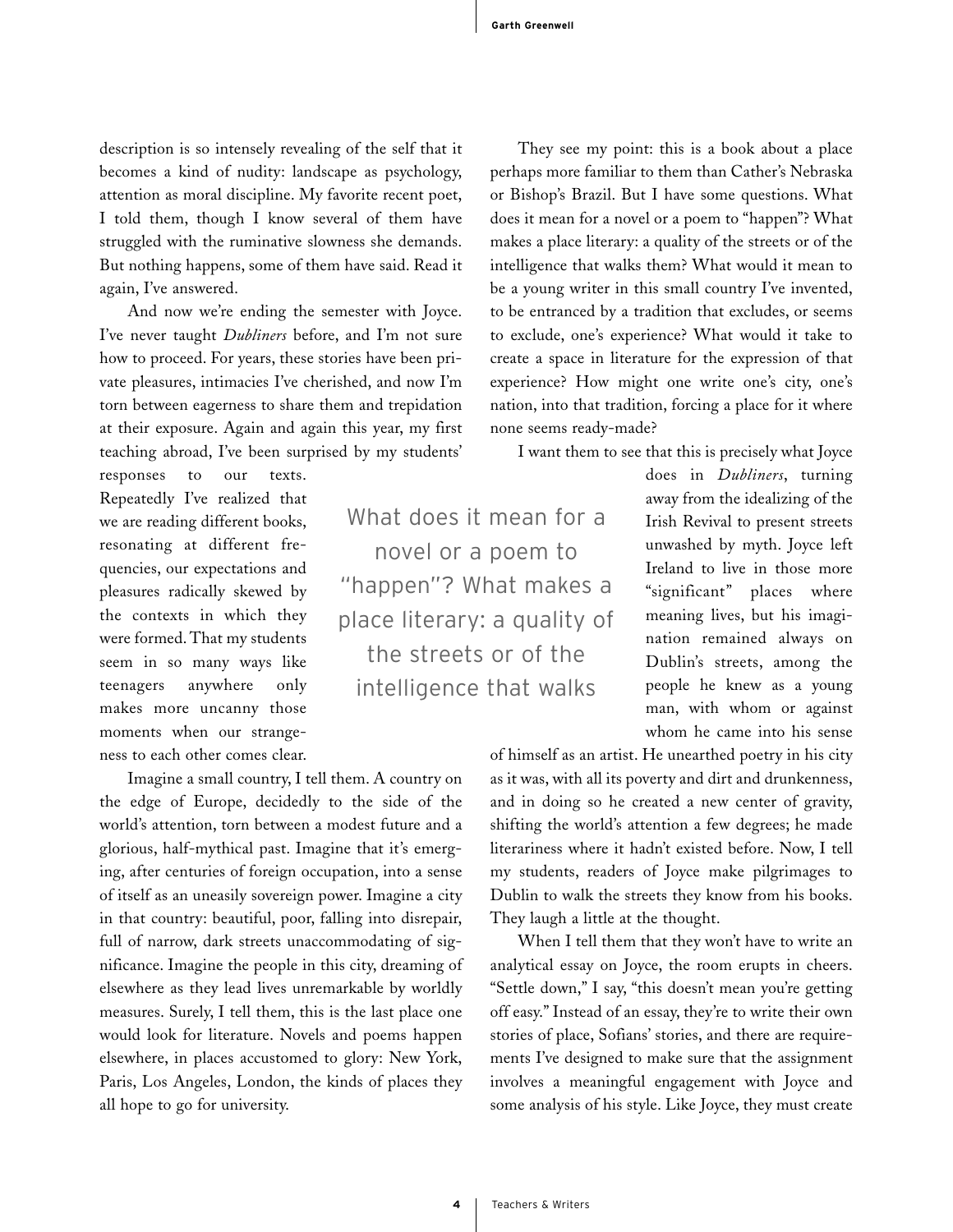description is so intensely revealing of the self that it becomes a kind of nudity: landscape as psychology, attention as moral discipline. My favorite recent poet, I told them, though I know several of them have struggled with the ruminative slowness she demands. But nothing happens, some of them have said. Read it again, I've answered.

And now we're ending the semester with Joyce. I've never taught *Dubliners* before, and I'm not sure how to proceed. For years, these stories have been private pleasures, intimacies I've cherished, and now I'm torn between eagerness to share them and trepidation at their exposure. Again and again this year, my first teaching abroad, I've been surprised by my students' responses to our texts. Repeatedly I've realized that we are reading different books, resonating at different frequencies, our expectations and pleasures radically skewed by the contexts in which they were formed. That my students seem in so many ways like teenagers anywhere only makes more uncanny those moments when our strangeness to each other comes clear.

Imagine a small country, I tell them. A country on the edge of Europe, decidedly to the side of the world's attention, torn between a modest future and a glorious, half-mythical past. Imagine that it's emerging, after centuries of foreign occupation, into a sense of itself as an uneasily sovereign power. Imagine a city in that country: beautiful, poor, falling into disrepair, full of narrow, dark streets unaccommodating of significance. Imagine the people in this city, dreaming of elsewhere as they lead lives unremarkable by worldly measures. Surely, I tell them, this is the last place one would look for literature. Novels and poems happen elsewhere, in places accustomed to glory: New York, Paris, Los Angeles, London, the kinds of places they all hope to go for university.

They see my point: this is a book about a place perhaps more familiar to them than Cather's Nebraska or Bishop's Brazil. But I have some questions. What does it mean for a novel or a poem to "happen"? What makes a place literary: a quality of the streets or of the intelligence that walks them? What would it mean to be a young writer in this small country I've invented, to be entranced by a tradition that excludes, or seems to exclude, one's experience? What would it take to create a space in literature for the expression of that experience? How might one write one's city, one's nation, into that tradition, forcing a place for it where none seems ready-made?

> What does it mean for a novel or a poem to "happen"? What makes a place literary: a quality of the streets or of the intelligence that walks

I want them to see that this is precisely what Joyce does in *Dubliners*, turning away from the idealizing of the Irish Revival to present streets unwashed by myth. Joyce left Ireland to live in those more "significant" places where meaning lives, but his imagination remained always on Dublin's streets, among the people he knew as a young man, with whom or against whom he came into his sense of himself as an artist. He unearthed poetry in his city as it was, with all its poverty and dirt and drunkenness, and in doing so he created a new center of gravity, shifting the world's attention a few degrees; he made literariness where it hadn't existed before. Now, I tell my students, readers of Joyce make pilgrimages to Dublin to walk the streets they know from his books. They laugh a little at the thought.

When I tell them that they won't have to write an analytical essay on Joyce, the room erupts in cheers. "Settle down," I say, "this doesn't mean you're getting off easy." Instead of an essay, they're to write their own stories of place, Sofians' stories, and there are requirements I've designed to make sure that the assignment involves a meaningful engagement with Joyce and some analysis of his style. Like Joyce, they must create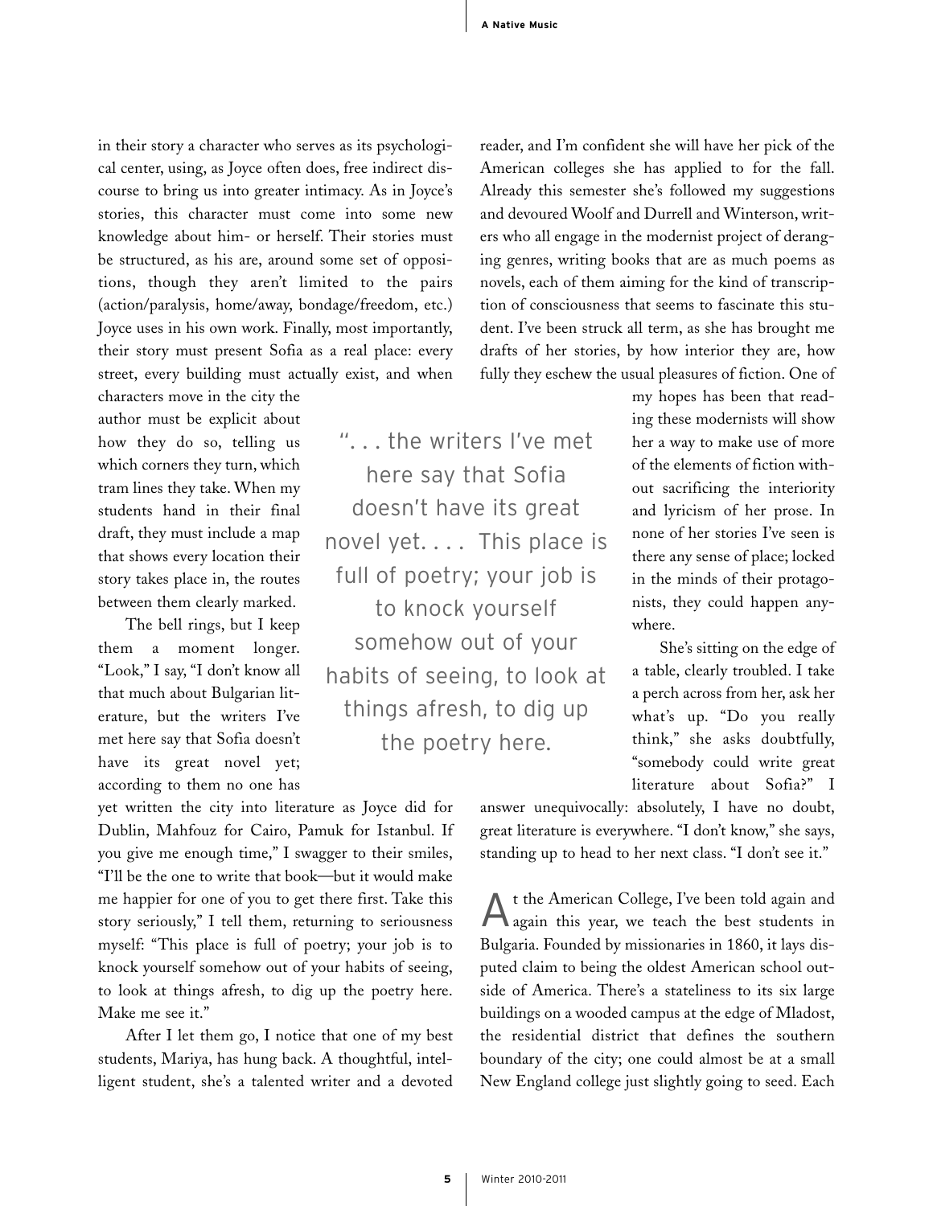in their story a character who serves as its psychological center, using, as Joyce often does, free indirect discourse to bring us into greater intimacy. As in Joyce's stories, this character must come into some new knowledge about him- or herself. Their stories must be structured, as his are, around some set of oppositions, though they aren't limited to the pairs (action/paralysis, home/away, bondage/freedom, etc.) Joyce uses in his own work. Finally, most importantly, their story must present Sofia as a real place: every street, every building must actually exist, and when characters move in the city the author must be explicit about how they do so, telling us which corners they turn, which tram lines they take. When my students hand in their final draft, they must include a map that shows every location their story takes place in, the routes between them clearly marked.

The bell rings, but I keep them a moment longer. "Look," I say, "I don't know all that much about Bulgarian literature, but the writers I've met here say that Sofia doesn't have its great novel yet; according to them no one has yet written the city into literature as Joyce did for Dublin, Mahfouz for Cairo, Pamuk for Istanbul. If you give me enough time," I swagger to their smiles, "I'll be the one to write that book—but it would make me happier for one of you to get there first. Take this story seriously," I tell them, returning to seriousness myself: "This place is full of poetry; your job is to knock yourself somehow out of your habits of seeing, to look at things afresh, to dig up the poetry here. Make me see it."

> ". . . the writers I've met here say that Sofia doesn't have its great novel yet. . . . This place is full of poetry; your job is to knock yourself somehow out of your habits of seeing, to look at things afresh, to dig up the poetry here.

After I let them go, I notice that one of my best students, Mariya, has hung back. A thoughtful, intelligent student, she's a talented writer and a devoted reader, and I'm confident she will have her pick of the American colleges she has applied to for the fall. Already this semester she's followed my suggestions and devoured Woolf and Durrell and Winterson, writers who all engage in the modernist project of deranging genres, writing books that are as much poems as novels, each of them aiming for the kind of transcription of consciousness that seems to fascinate this student. I've been struck all term, as she has brought me drafts of her stories, by how interior they are, how fully they eschew the usual pleasures of fiction. One of my hopes has been that reading these modernists will show her a way to make use of more of the elements of fiction without sacrificing the interiority and lyricism of her prose. In none of her stories I've seen is there any sense of place; locked in the minds of their protagonists, they could happen anywhere.

She's sitting on the edge of a table, clearly troubled. I take a perch across from her, ask her what's up. "Do you really think," she asks doubtfully, "somebody could write great literature about Sofia?" I answer unequivocally: absolutely, I have no doubt, great literature is everywhere. "I don't know," she says, standing up to head to her next class. "I don't see it."

At the American College, I've been told again and again this year, we teach the best students in Bulgaria. Founded by missionaries in 1860, it lays disputed claim to being the oldest American school outside of America. There's a stateliness to its six large buildings on a wooded campus at the edge of Mladost, the residential district that defines the southern boundary of the city; one could almost be at a small New England college just slightly going to seed. Each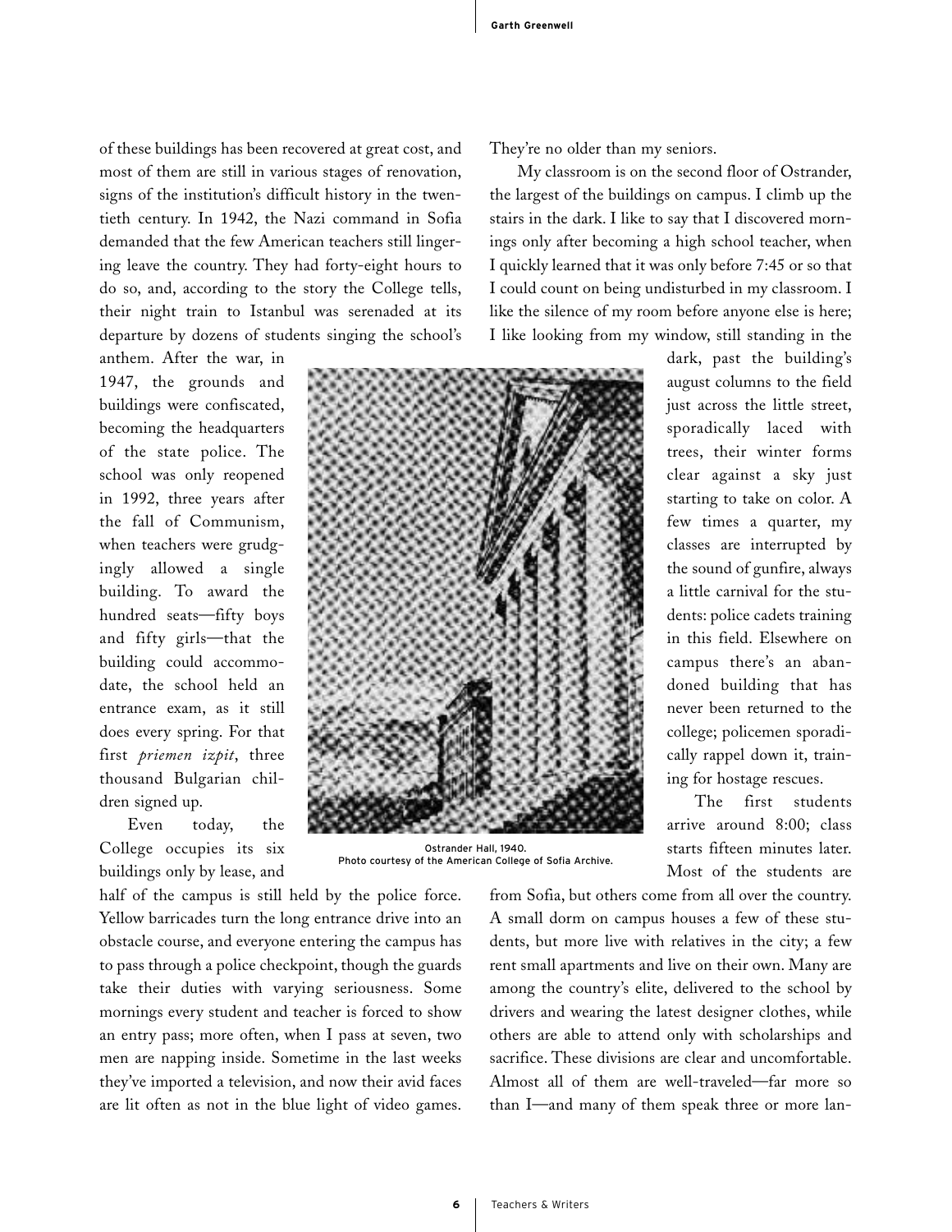of these buildings has been recovered at great cost, and most of them are still in various stages of renovation, signs of the institution's difficult history in the twentieth century. In 1942, the Nazi command in Sofia demanded that the few American teachers still lingering leave the country. They had forty-eight hours to do so, and, according to the story the College tells, their night train to Istanbul was serenaded at its departure by dozens of students singing the school's anthem. After the war, in 1947, the grounds and buildings were confiscated, becoming the headquarters of the state police. The school was only reopened in 1992, three years after the fall of Communism, when teachers were grudgingly allowed a single building. To award the hundred seats—fifty boys and fifty girls—that the building could accommodate, the school held an entrance exam, as it still does every spring. For that first *priemen izpit*, three thousand Bulgarian children signed up.

Even today, the College occupies its six buildings only by lease, and half of the campus is still held by the police force. Yellow barricades turn the long entrance drive into an obstacle course, and everyone entering the campus has to pass through a police checkpoint, though the guards take their duties with varying seriousness. Some mornings every student and teacher is forced to show an entry pass; more often, when I pass at seven, two men are napping inside. Sometime in the last weeks they've imported a television, and now their avid faces are lit often as not in the blue light of video games. They're no older than my seniors.

Ostrander Hall, 1940.
Photo courtesy of the American College of Sofia Archive.

My classroom is on the second floor of Ostrander, the largest of the buildings on campus. I climb up the stairs in the dark. I like to say that I discovered mornings only after becoming a high school teacher, when I quickly learned that it was only before 7:45 or so that I could count on being undisturbed in my classroom. I like the silence of my room before anyone else is here; I like looking from my window, still standing in the dark, past the building's august columns to the field just across the little street, sporadically laced with trees, their winter forms clear against a sky just starting to take on color. A few times a quarter, my classes are interrupted by the sound of gunfire, always a little carnival for the students: police cadets training in this field. Elsewhere on campus there's an abandoned building that has never been returned to the college; policemen sporadically rappel down it, training for hostage rescues.

The first students arrive around 8:00; class starts fifteen minutes later. Most of the students are from Sofia, but others come from all over the country. A small dorm on campus houses a few of these students, but more live with relatives in the city; a few rent small apartments and live on their own. Many are among the country's elite, delivered to the school by drivers and wearing the latest designer clothes, while others are able to attend only with scholarships and sacrifice. These divisions are clear and uncomfortable. Almost all of them are well-traveled—far more so than I—and many of them speak three or more lan-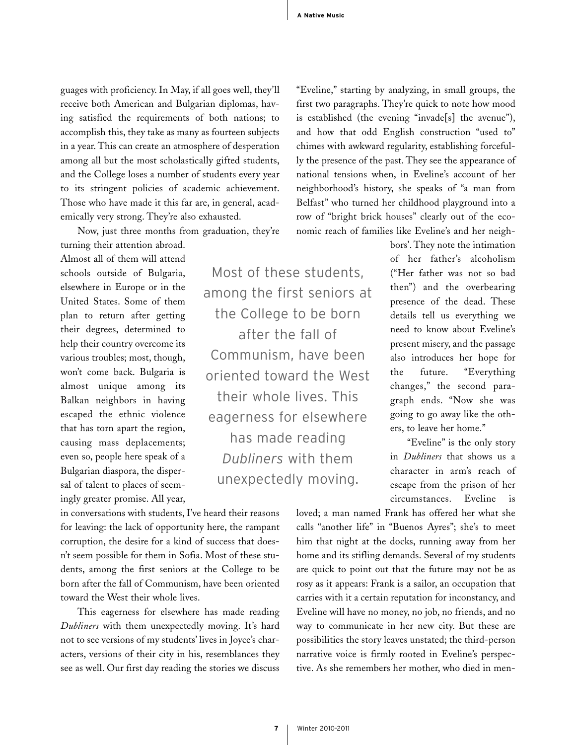guages with proficiency. In May, if all goes well, they'll receive both American and Bulgarian diplomas, having satisfied the requirements of both nations; to accomplish this, they take as many as fourteen subjects in a year. This can create an atmosphere of desperation among all but the most scholastically gifted students, and the College loses a number of students every year to its stringent policies of academic achievement. Those who have made it this far are, in general, academically very strong. They're also exhausted.

Now, just three months from graduation, they're turning their attention abroad. Almost all of them will attend schools outside of Bulgaria, elsewhere in Europe or in the United States. Some of them plan to return after getting their degrees, determined to help their country overcome its various troubles; most, though, won't come back. Bulgaria is almost unique among its Balkan neighbors in having escaped the ethnic violence that has torn apart the region, causing mass deplacements; even so, people here speak of a Bulgarian diaspora, the dispersal of talent to places of seemingly greater promise. All year, in conversations with students, I've heard their reasons for leaving: the lack of opportunity here, the rampant corruption, the desire for a kind of success that doesn't seem possible for them in Sofia. Most of these students, among the first seniors at the College to be born after the fall of Communism, have been oriented toward the West their whole lives.

> Most of these students, among the first seniors at the College to be born after the fall of Communism, have been oriented toward the West their whole lives. This eagerness for elsewhere has made reading *Dubliners* with them unexpectedly moving.

This eagerness for elsewhere has made reading *Dubliners* with them unexpectedly moving. It's hard not to see versions of my students' lives in Joyce's characters, versions of their city in his, resemblances they see as well. Our first day reading the stories we discuss "Eveline," starting by analyzing, in small groups, the first two paragraphs. They're quick to note how mood is established (the evening "invade[s] the avenue"), and how that odd English construction "used to" chimes with awkward regularity, establishing forcefully the presence of the past. They see the appearance of national tensions when, in Eveline's account of her neighborhood's history, she speaks of "a man from Belfast" who turned her childhood playground into a row of "bright brick houses" clearly out of the economic reach of families like Eveline's and her neighbors'. They note the intimation of her father's alcoholism ("Her father was not so bad then") and the overbearing presence of the dead. These details tell us everything we need to know about Eveline's present misery, and the passage also introduces her hope for the future. "Everything changes," the second paragraph ends. "Now she was going to go away like the others, to leave her home."

"Eveline" is the only story in *Dubliners* that shows us a character in arm's reach of escape from the prison of her circumstances. Eveline is loved; a man named Frank has offered her what she calls "another life" in "Buenos Ayres"; she's to meet him that night at the docks, running away from her home and its stifling demands. Several of my students are quick to point out that the future may not be as rosy as it appears: Frank is a sailor, an occupation that carries with it a certain reputation for inconstancy, and Eveline will have no money, no job, no friends, and no way to communicate in her new city. But these are possibilities the story leaves unstated; the third-person narrative voice is firmly rooted in Eveline's perspective. As she remembers her mother, who died in men-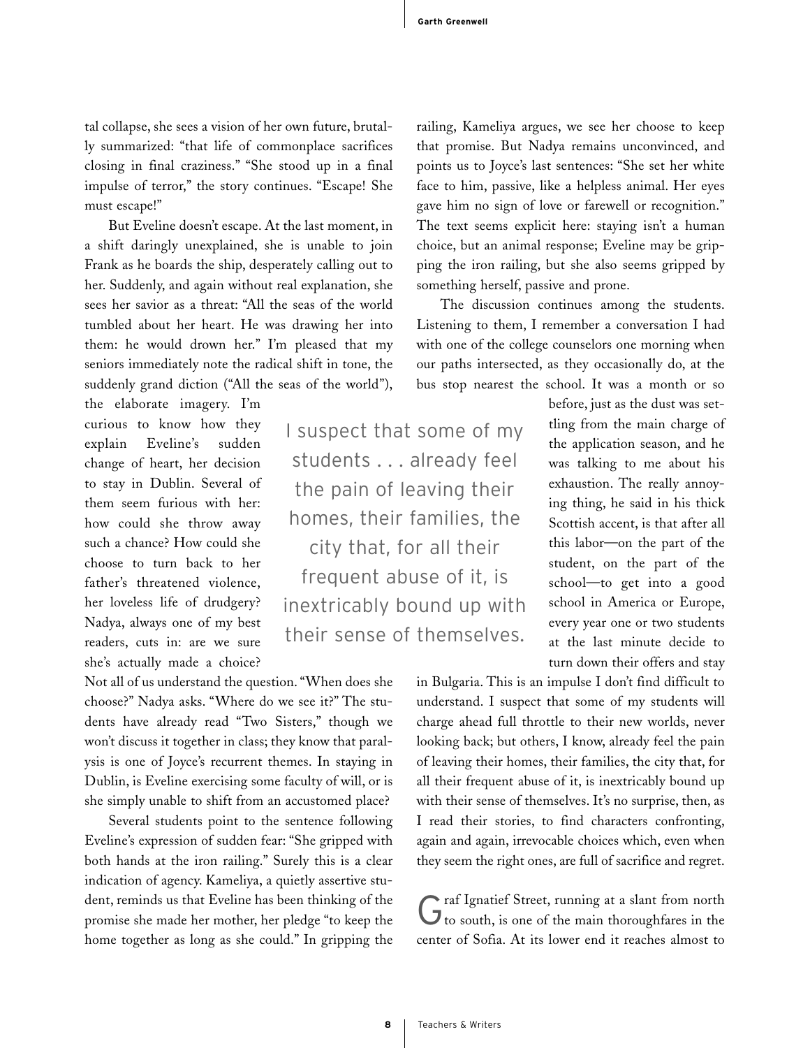tal collapse, she sees a vision of her own future, brutally summarized: "that life of commonplace sacrifices closing in final craziness." "She stood up in a final impulse of terror," the story continues. "Escape! She must escape!"

But Eveline doesn't escape. At the last moment, in a shift daringly unexplained, she is unable to join Frank as he boards the ship, desperately calling out to her. Suddenly, and again without real explanation, she sees her savior as a threat: "All the seas of the world tumbled about her heart. He was drawing her into them: he would drown her." I'm pleased that my seniors immediately note the radical shift in tone, the suddenly grand diction ("All the seas of the world"), the elaborate imagery. I'm curious to know how they explain Eveline's sudden change of heart, her decision to stay in Dublin. Several of them seem furious with her: how could she throw away such a chance? How could she choose to turn back to her father's threatened violence, her loveless life of drudgery? Nadya, always one of my best readers, cuts in: are we sure she's actually made a choice? Not all of us understand the question. "When does she choose?" Nadya asks. "Where do we see it?" The students have already read "Two Sisters," though we won't discuss it together in class; they know that paralysis is one of Joyce's recurrent themes. In staying in Dublin, is Eveline exercising some faculty of will, or is she simply unable to shift from an accustomed place?

Several students point to the sentence following Eveline's expression of sudden fear: "She gripped with both hands at the iron railing." Surely this is a clear indication of agency. Kameliya, a quietly assertive student, reminds us that Eveline has been thinking of the promise she made her mother, her pledge "to keep the home together as long as she could." In gripping the railing, Kameliya argues, we see her choose to keep that promise. But Nadya remains unconvinced, and points us to Joyce's last sentences: "She set her white face to him, passive, like a helpless animal. Her eyes gave him no sign of love or farewell or recognition." The text seems explicit here: staying isn't a human choice, but an animal response; Eveline may be gripping the iron railing, but she also seems gripped by something herself, passive and prone.

> I suspect that some of my students . . . already feel the pain of leaving their homes, their families, the city that, for all their frequent abuse of it, is inextricably bound up with their sense of themselves.

The discussion continues among the students. Listening to them, I remember a conversation I had with one of the college counselors one morning when our paths intersected, as they occasionally do, at the bus stop nearest the school. It was a month or so before, just as the dust was settling from the main charge of the application season, and he was talking to me about his exhaustion. The really annoying thing, he said in his thick Scottish accent, is that after all this labor—on the part of the student, on the part of the school—to get into a good school in America or Europe, every year one or two students at the last minute decide to turn down their offers and stay in Bulgaria. This is an impulse I don't find difficult to understand. I suspect that some of my students will charge ahead full throttle to their new worlds, never looking back; but others, I know, already feel the pain of leaving their homes, their families, the city that, for all their frequent abuse of it, is inextricably bound up with their sense of themselves. It's no surprise, then, as I read their stories, to find characters confronting, again and again, irrevocable choices which, even when they seem the right ones, are full of sacrifice and regret.

Graf Ignatief Street, running at a slant from north to south, is one of the main thoroughfares in the center of Sofia. At its lower end it reaches almost to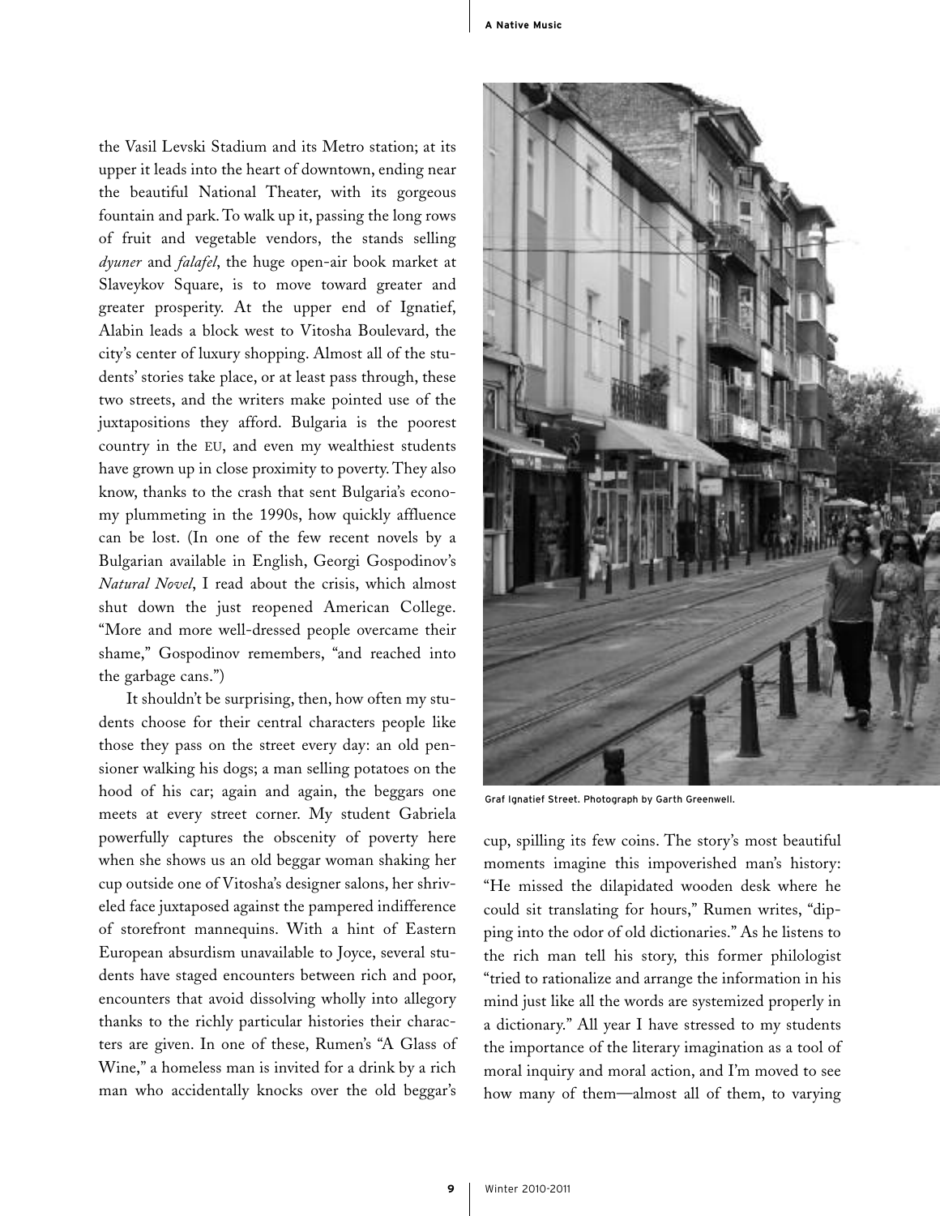the Vasil Levski Stadium and its Metro station; at its upper it leads into the heart of downtown, ending near the beautiful National Theater, with its gorgeous fountain and park. To walk up it, passing the long rows of fruit and vegetable vendors, the stands selling *dyuner* and *falafel*, the huge open-air book market at Slaveykov Square, is to move toward greater and greater prosperity. At the upper end of Ignatief, Alabin leads a block west to Vitosha Boulevard, the city's center of luxury shopping. Almost all of the students' stories take place, or at least pass through, these two streets, and the writers make pointed use of the juxtapositions they afford. Bulgaria is the poorest country in the EU, and even my wealthiest students have grown up in close proximity to poverty. They also know, thanks to the crash that sent Bulgaria's economy plummeting in the 1990s, how quickly affluence can be lost. (In one of the few recent novels by a Bulgarian available in English, Georgi Gospodinov's *Natural Novel*, I read about the crisis, which almost shut down the just reopened American College. "More and more well-dressed people overcame their shame," Gospodinov remembers, "and reached into the garbage cans.")

It shouldn't be surprising, then, how often my students choose for their central characters people like those they pass on the street every day: an old pensioner walking his dogs; a man selling potatoes on the hood of his car; again and again, the beggars one meets at every street corner. My student Gabriela powerfully captures the obscenity of poverty here when she shows us an old beggar woman shaking her cup outside one of Vitosha's designer salons, her shriveled face juxtaposed against the pampered indifference of storefront mannequins. With a hint of Eastern European absurdism unavailable to Joyce, several students have staged encounters between rich and poor, encounters that avoid dissolving wholly into allegory thanks to the richly particular histories their characters are given. In one of these, Rumen's "A Glass of Wine," a homeless man is invited for a drink by a rich man who accidentally knocks over the old beggar's cup, spilling its few coins. The story's most beautiful moments imagine this impoverished man's history: "He missed the dilapidated wooden desk where he could sit translating for hours," Rumen writes, "dipping into the odor of old dictionaries." As he listens to the rich man tell his story, this former philologist "tried to rationalize and arrange the information in his mind just like all the words are systemized properly in a dictionary." All year I have stressed to my students the importance of the literary imagination as a tool of moral inquiry and moral action, and I'm moved to see how many of them—almost all of them, to varying

Graf Ignatief Street. Photograph by Garth Greenwell.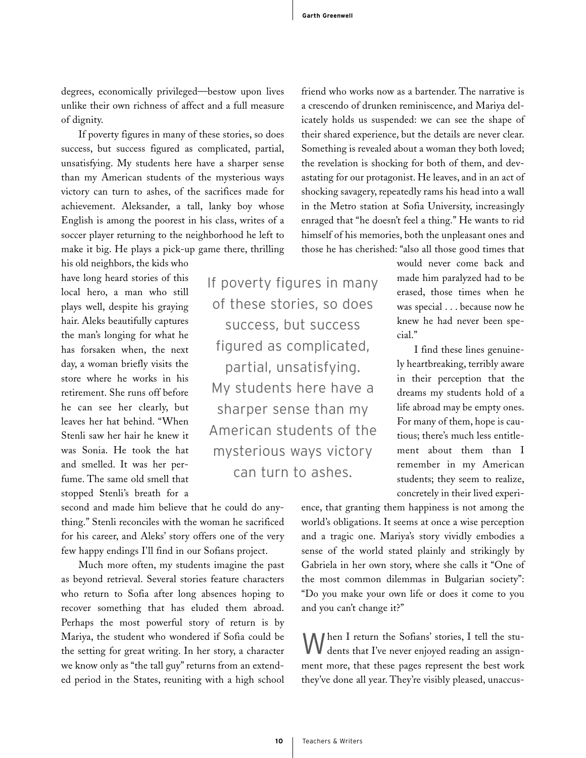degrees, economically privileged—bestow upon lives unlike their own richness of affect and a full measure of dignity.

If poverty figures in many of these stories, so does success, but success figured as complicated, partial, unsatisfying. My students here have a sharper sense than my American students of the mysterious ways victory can turn to ashes, of the sacrifices made for achievement. Aleksander, a tall, lanky boy whose English is among the poorest in his class, writes of a soccer player returning to the neighborhood he left to make it big. He plays a pick-up game there, thrilling his old neighbors, the kids who have long heard stories of this local hero, a man who still plays well, despite his graying hair. Aleks beautifully captures the man's longing for what he has forsaken when, the next day, a woman briefly visits the store where he works in his retirement. She runs off before he can see her clearly, but leaves her hat behind. "When Stenli saw her hair he knew it was Sonia. He took the hat and smelled. It was her perfume. The same old smell that stopped Stenli's breath for a second and made him believe that he could do anything." Stenli reconciles with the woman he sacrificed for his career, and Aleks' story offers one of the very few happy endings I'll find in our Sofians project.

> If poverty figures in many of these stories, so does success, but success figured as complicated, partial, unsatisfying. My students here have a sharper sense than my American students of the mysterious ways victory can turn to ashes.

Much more often, my students imagine the past as beyond retrieval. Several stories feature characters who return to Sofia after long absences hoping to recover something that has eluded them abroad. Perhaps the most powerful story of return is by Mariya, the student who wondered if Sofia could be the setting for great writing. In her story, a character we know only as "the tall guy" returns from an extended period in the States, reuniting with a high school friend who works now as a bartender. The narrative is a crescendo of drunken reminiscence, and Mariya delicately holds us suspended: we can see the shape of their shared experience, but the details are never clear. Something is revealed about a woman they both loved; the revelation is shocking for both of them, and devastating for our protagonist. He leaves, and in an act of shocking savagery, repeatedly rams his head into a wall in the Metro station at Sofia University, increasingly enraged that "he doesn't feel a thing." He wants to rid himself of his memories, both the unpleasant ones and those he has cherished: "also all those good times that would never come back and made him paralyzed had to be erased, those times when he was special . . . because now he knew he had never been special."

I find these lines genuinely heartbreaking, terribly aware in their perception that the dreams my students hold of a life abroad may be empty ones. For many of them, hope is cautious; there's much less entitlement about them than I remember in my American students; they seem to realize, concretely in their lived experience, that granting them happiness is not among the world's obligations. It seems at once a wise perception and a tragic one. Mariya's story vividly embodies a sense of the world stated plainly and strikingly by Gabriela in her own story, where she calls it "One of the most common dilemmas in Bulgarian society": "Do you make your own life or does it come to you and you can't change it?"

When I return the Sofians' stories, I tell the students that I've never enjoyed reading an assignment more, that these pages represent the best work they've done all year. They're visibly pleased, unaccus-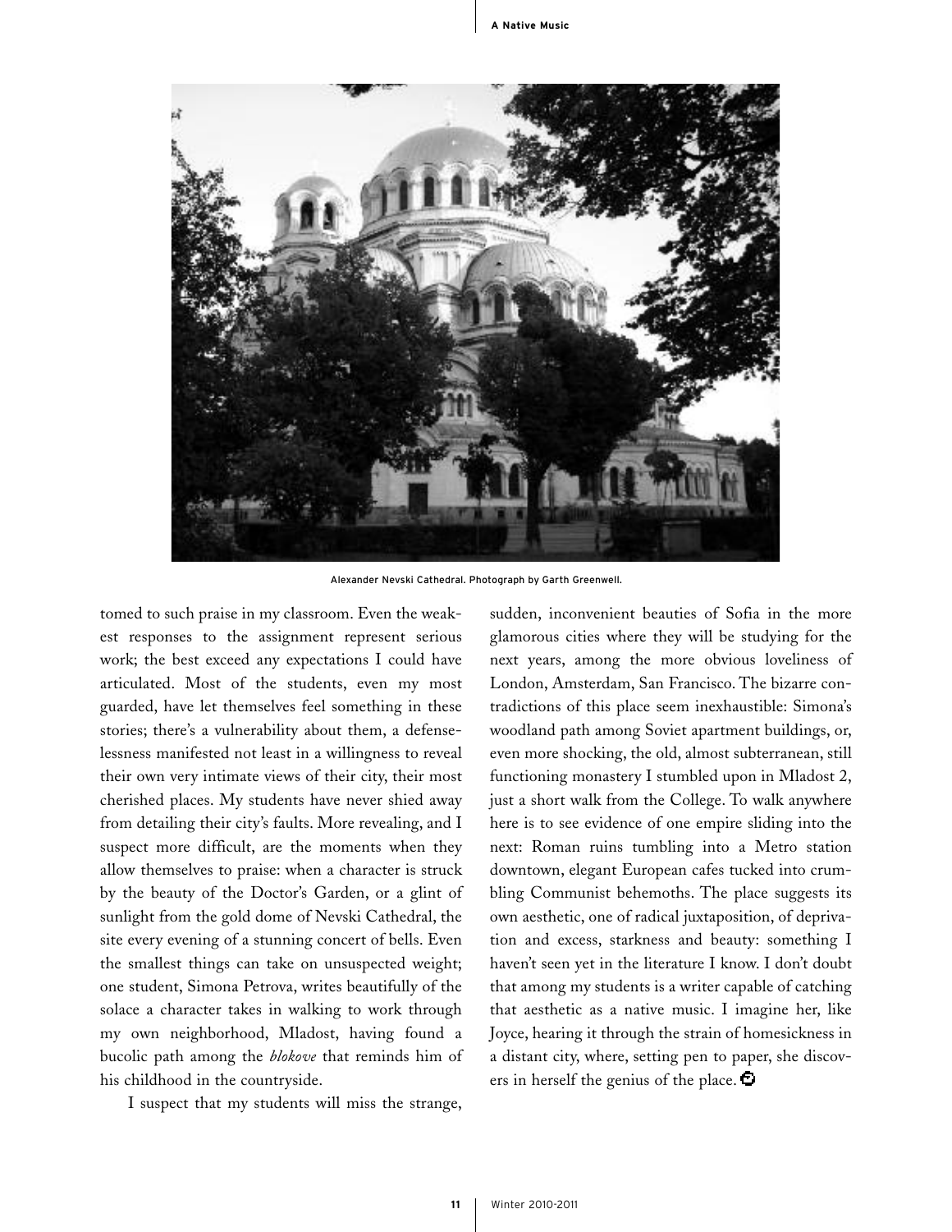Alexander Nevski Cathedral. Photograph by Garth Greenwell.

tomed to such praise in my classroom. Even the weakest responses to the assignment represent serious work; the best exceed any expectations I could have articulated. Most of the students, even my most guarded, have let themselves feel something in these stories; there's a vulnerability about them, a defenselessness manifested not least in a willingness to reveal their own very intimate views of their city, their most cherished places. My students have never shied away from detailing their city's faults. More revealing, and I suspect more difficult, are the moments when they allow themselves to praise: when a character is struck by the beauty of the Doctor's Garden, or a glint of sunlight from the gold dome of Nevski Cathedral, the site every evening of a stunning concert of bells. Even the smallest things can take on unsuspected weight; one student, Simona Petrova, writes beautifully of the solace a character takes in walking to work through my own neighborhood, Mladost, having found a bucolic path among the *blokove* that reminds him of his childhood in the countryside.

I suspect that my students will miss the strange, sudden, inconvenient beauties of Sofia in the more glamorous cities where they will be studying for the next years, among the more obvious loveliness of London, Amsterdam, San Francisco. The bizarre contradictions of this place seem inexhaustible: Simona's woodland path among Soviet apartment buildings, or, even more shocking, the old, almost subterranean, still functioning monastery I stumbled upon in Mladost 2, just a short walk from the College. To walk anywhere here is to see evidence of one empire sliding into the next: Roman ruins tumbling into a Metro station downtown, elegant European cafes tucked into crumbling Communist behemoths. The place suggests its own aesthetic, one of radical juxtaposition, of deprivation and excess, starkness and beauty: something I haven't seen yet in the literature I know. I don't doubt that among my students is a writer capable of catching that aesthetic as a native music. I imagine her, like Joyce, hearing it through the strain of homesickness in a distant city, where, setting pen to paper, she discovers in herself the genius of the place.